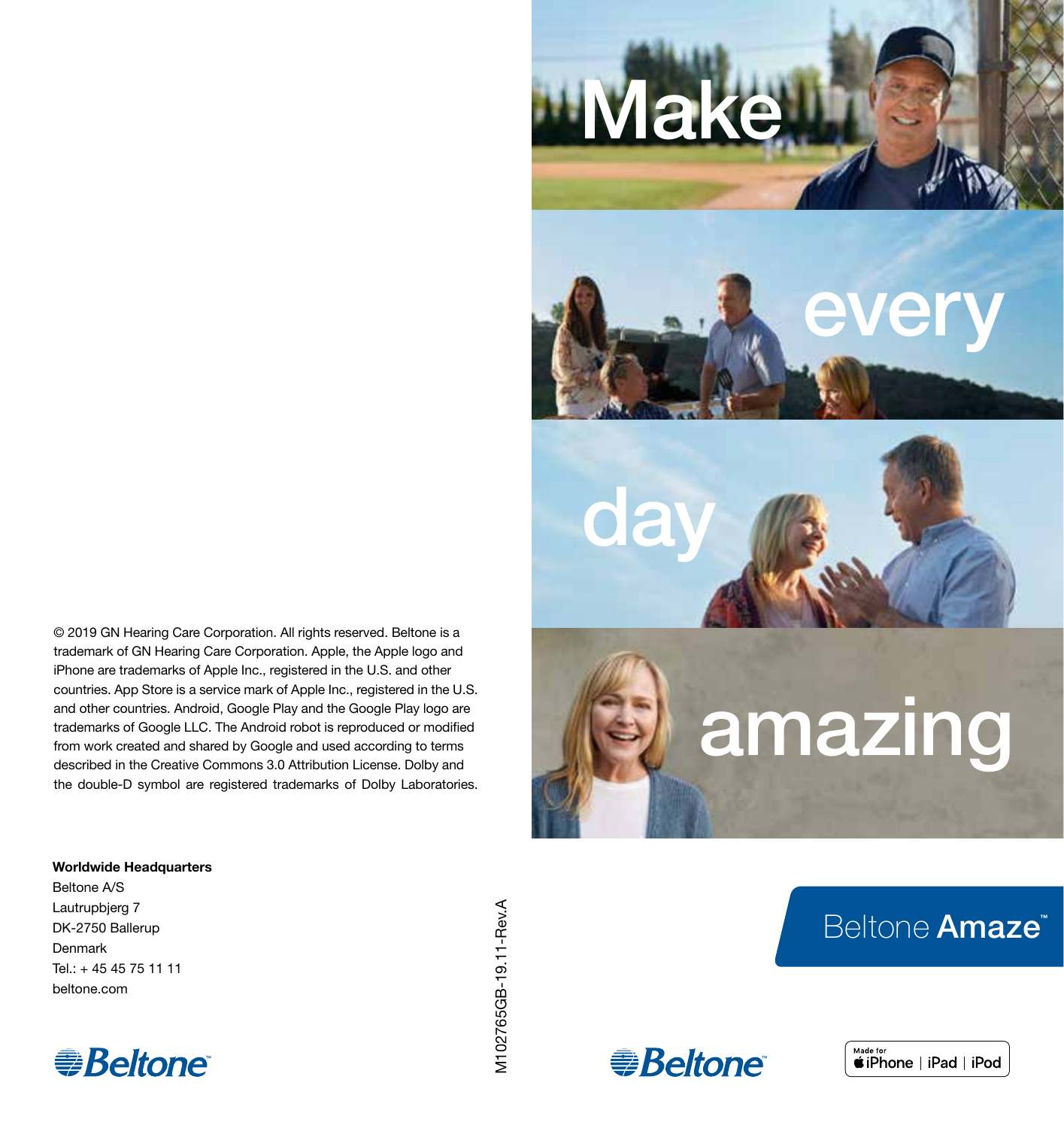# Make every day amazing

## Beltone Amaze™

© 2019 GN Hearing Care Corporation. All rights reserved. Beltone is a trademark of GN Hearing Care Corporation. Apple, the Apple logo and iPhone are trademarks of Apple Inc., registered in the U.S. and other countries. App Store is a service mark of Apple Inc., registered in the U.S. and other countries. Android, Google Play and the Google Play logo are trademarks of Google LLC. The Android robot is reproduced or modified from work created and shared by Google and used according to terms described in the Creative Commons 3.0 Attribution License. Dolby and the double-D symbol are registered trademarks of Dolby Laboratories.

**Worldwide Headquarters**
Beltone A/S
Lautrupbjerg 7
DK-2750 Ballerup
Denmark
Tel.: + 45 45 75 11 11
beltone.com

Beltone™

M102765GB-19.11-Rev.A

Beltone™

Made for iPhone | iPad | iPod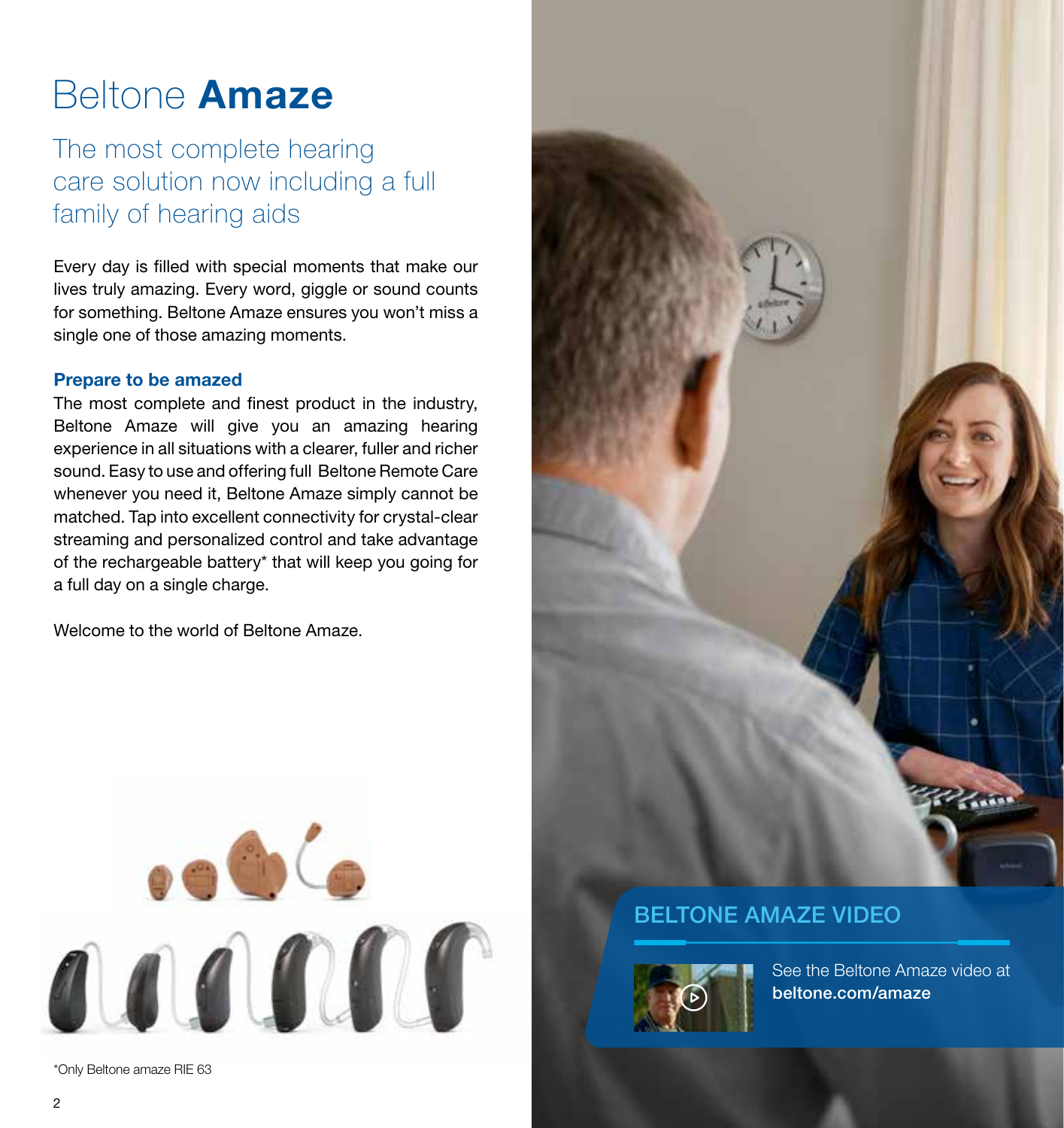# Beltone **Amaze**

## The most complete hearing care solution now including a full family of hearing aids

Every day is filled with special moments that make our lives truly amazing. Every word, giggle or sound counts for something. Beltone Amaze ensures you won't miss a single one of those amazing moments.

### Prepare to be amazed

The most complete and finest product in the industry, Beltone Amaze will give you an amazing hearing experience in all situations with a clearer, fuller and richer sound. Easy to use and offering full Beltone Remote Care whenever you need it, Beltone Amaze simply cannot be matched. Tap into excellent connectivity for crystal-clear streaming and personalized control and take advantage of the rechargeable battery* that will keep you going for a full day on a single charge.

Welcome to the world of Beltone Amaze.

*Only Beltone amaze RIE 63

### BELTONE AMAZE VIDEO

See the Beltone Amaze video at **beltone.com/amaze**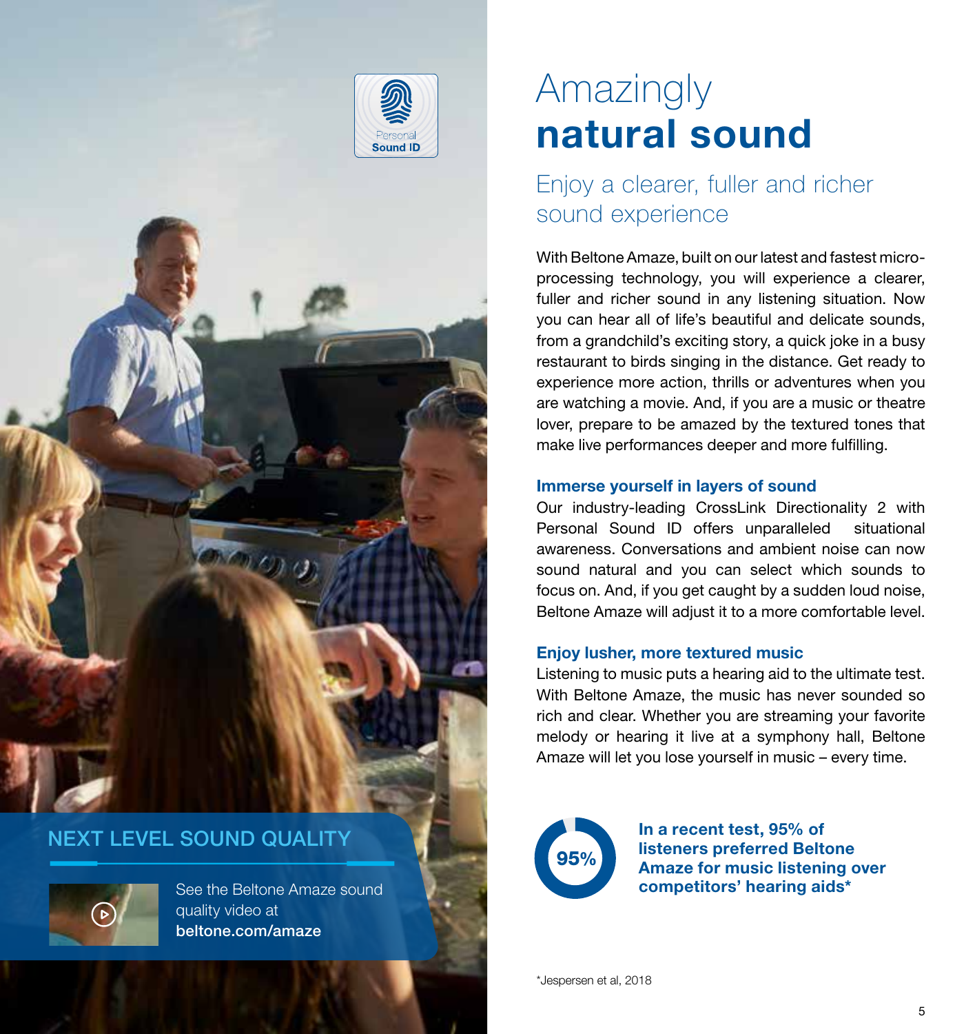Personal
Sound ID

# Amazingly **natural sound**

## Enjoy a clearer, fuller and richer sound experience

With Beltone Amaze, built on our latest and fastest micro-processing technology, you will experience a clearer, fuller and richer sound in any listening situation. Now you can hear all of life's beautiful and delicate sounds, from a grandchild's exciting story, a quick joke in a busy restaurant to birds singing in the distance. Get ready to experience more action, thrills or adventures when you are watching a movie. And, if you are a music or theatre lover, prepare to be amazed by the textured tones that make live performances deeper and more fulfilling.

### Immerse yourself in layers of sound

Our industry-leading CrossLink Directionality 2 with Personal Sound ID offers unparalleled situational awareness. Conversations and ambient noise can now sound natural and you can select which sounds to focus on. And, if you get caught by a sudden loud noise, Beltone Amaze will adjust it to a more comfortable level.

### Enjoy lusher, more textured music

Listening to music puts a hearing aid to the ultimate test. With Beltone Amaze, the music has never sounded so rich and clear. Whether you are streaming your favorite melody or hearing it live at a symphony hall, Beltone Amaze will let you lose yourself in music – every time.

95%

**In a recent test, 95% of listeners preferred Beltone Amaze for music listening over competitors' hearing aids***

## NEXT LEVEL SOUND QUALITY

See the Beltone Amaze sound quality video at **beltone.com/amaze**

*Jespersen et al, 2018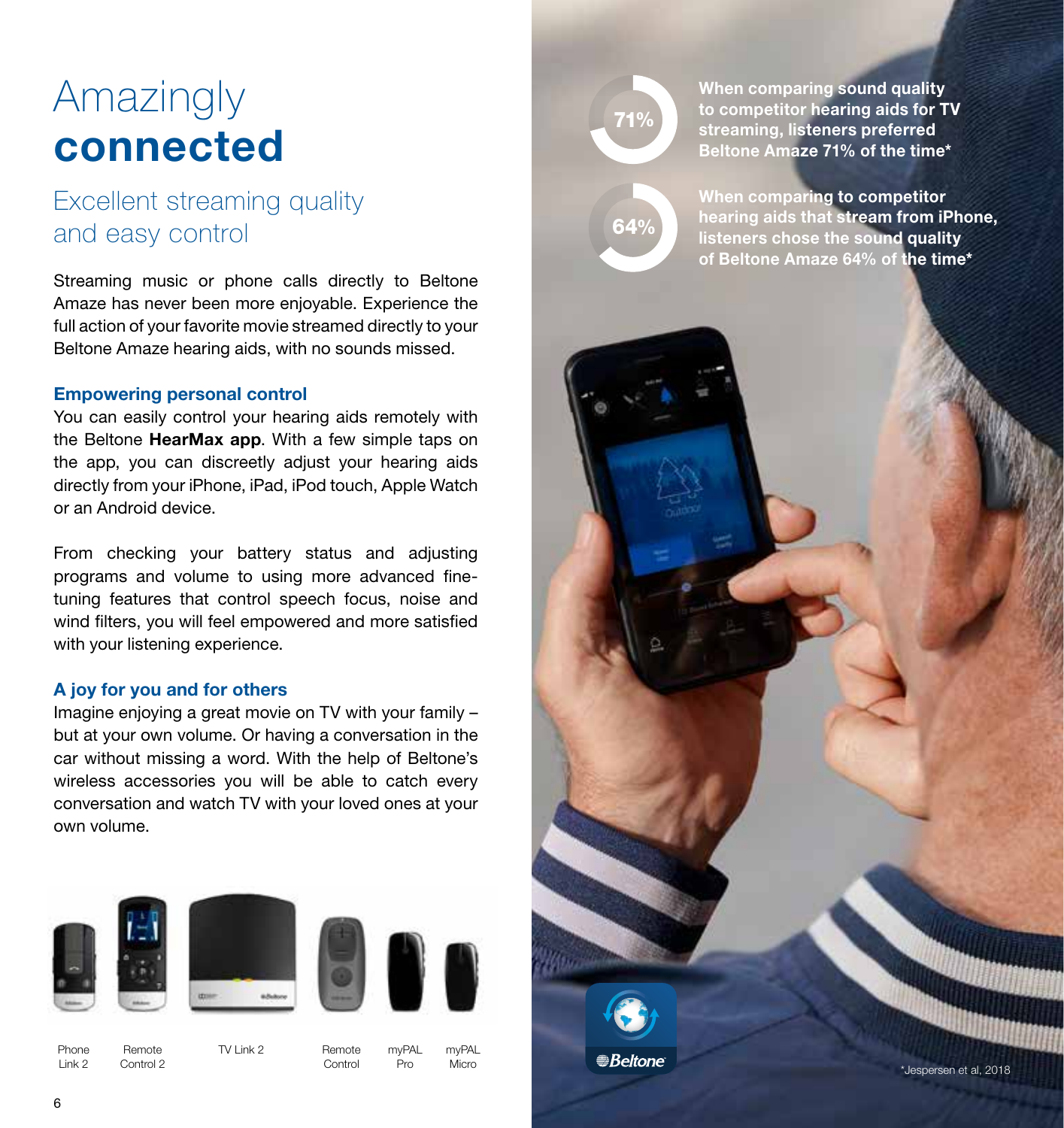# Amazingly **connected**

## Excellent streaming quality and easy control

Streaming music or phone calls directly to Beltone Amaze has never been more enjoyable. Experience the full action of your favorite movie streamed directly to your Beltone Amaze hearing aids, with no sounds missed.

### Empowering personal control

You can easily control your hearing aids remotely with the Beltone **HearMax app**. With a few simple taps on the app, you can discreetly adjust your hearing aids directly from your iPhone, iPad, iPod touch, Apple Watch or an Android device.

From checking your battery status and adjusting programs and volume to using more advanced fine-tuning features that control speech focus, noise and wind filters, you will feel empowered and more satisfied with your listening experience.

### A joy for you and for others

Imagine enjoying a great movie on TV with your family – but at your own volume. Or having a conversation in the car without missing a word. With the help of Beltone's wireless accessories you will be able to catch every conversation and watch TV with your loved ones at your own volume.

Phone Link 2 | Remote Control 2 | TV Link 2 | Remote Control | myPAL Pro | myPAL Micro

**71%** When comparing sound quality to competitor hearing aids for TV streaming, listeners preferred Beltone Amaze 71% of the time*

**64%** When comparing to competitor hearing aids that stream from iPhone, listeners chose the sound quality of Beltone Amaze 64% of the time*

Beltone

*Jespersen et al, 2018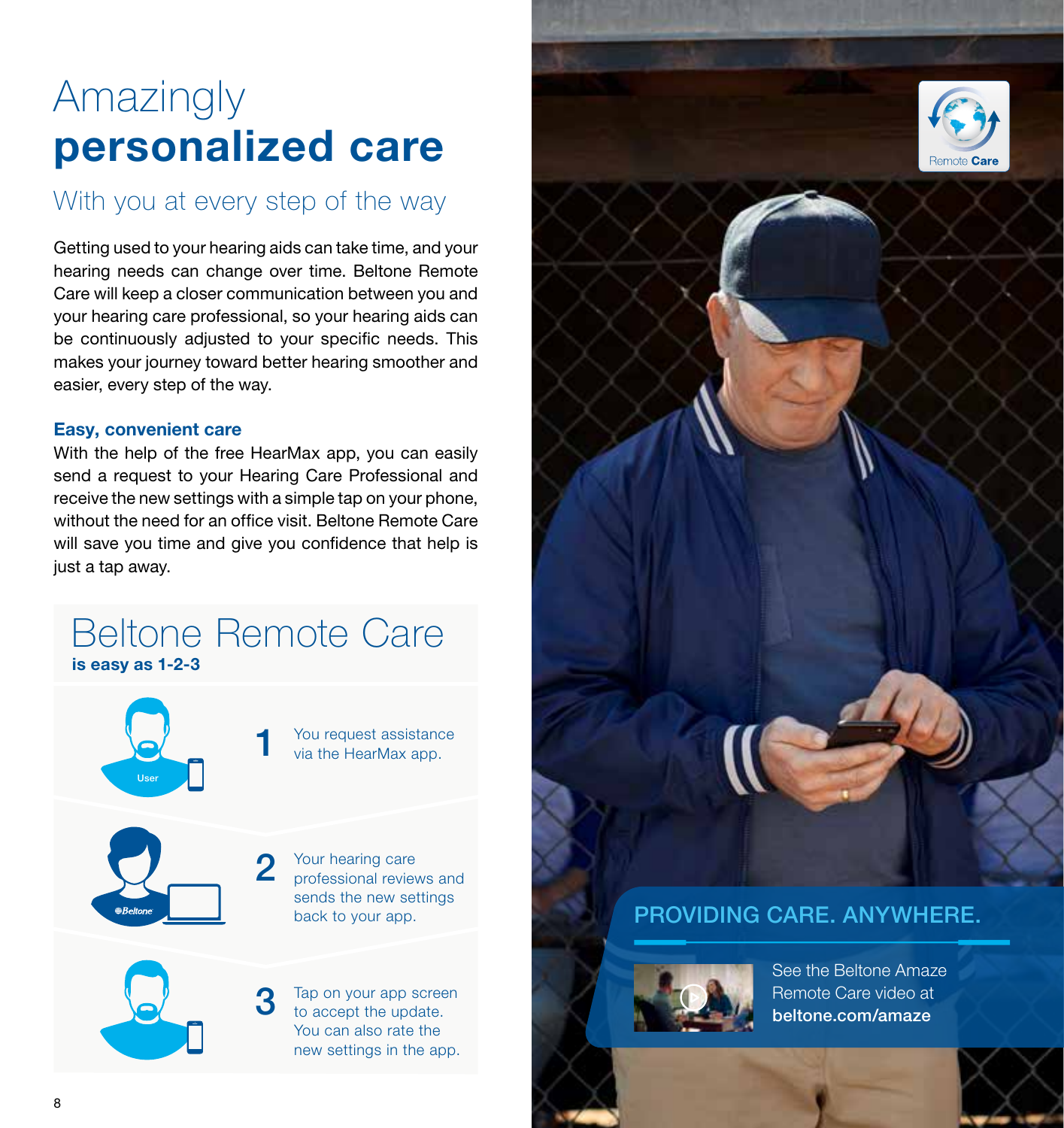# Amazingly **personalized care**

## With you at every step of the way

Getting used to your hearing aids can take time, and your hearing needs can change over time. Beltone Remote Care will keep a closer communication between you and your hearing care professional, so your hearing aids can be continuously adjusted to your specific needs. This makes your journey toward better hearing smoother and easier, every step of the way.

### Easy, convenient care

With the help of the free HearMax app, you can easily send a request to your Hearing Care Professional and receive the new settings with a simple tap on your phone, without the need for an office visit. Beltone Remote Care will save you time and give you confidence that help is just a tap away.

## Beltone Remote Care

**is easy as 1-2-3**

1. You request assistance via the HearMax app.
2. Your hearing care professional reviews and sends the new settings back to your app.
3. Tap on your app screen to accept the update. You can also rate the new settings in the app.

Remote **Care**

## PROVIDING CARE. ANYWHERE.

See the Beltone Amaze Remote Care video at **beltone.com/amaze**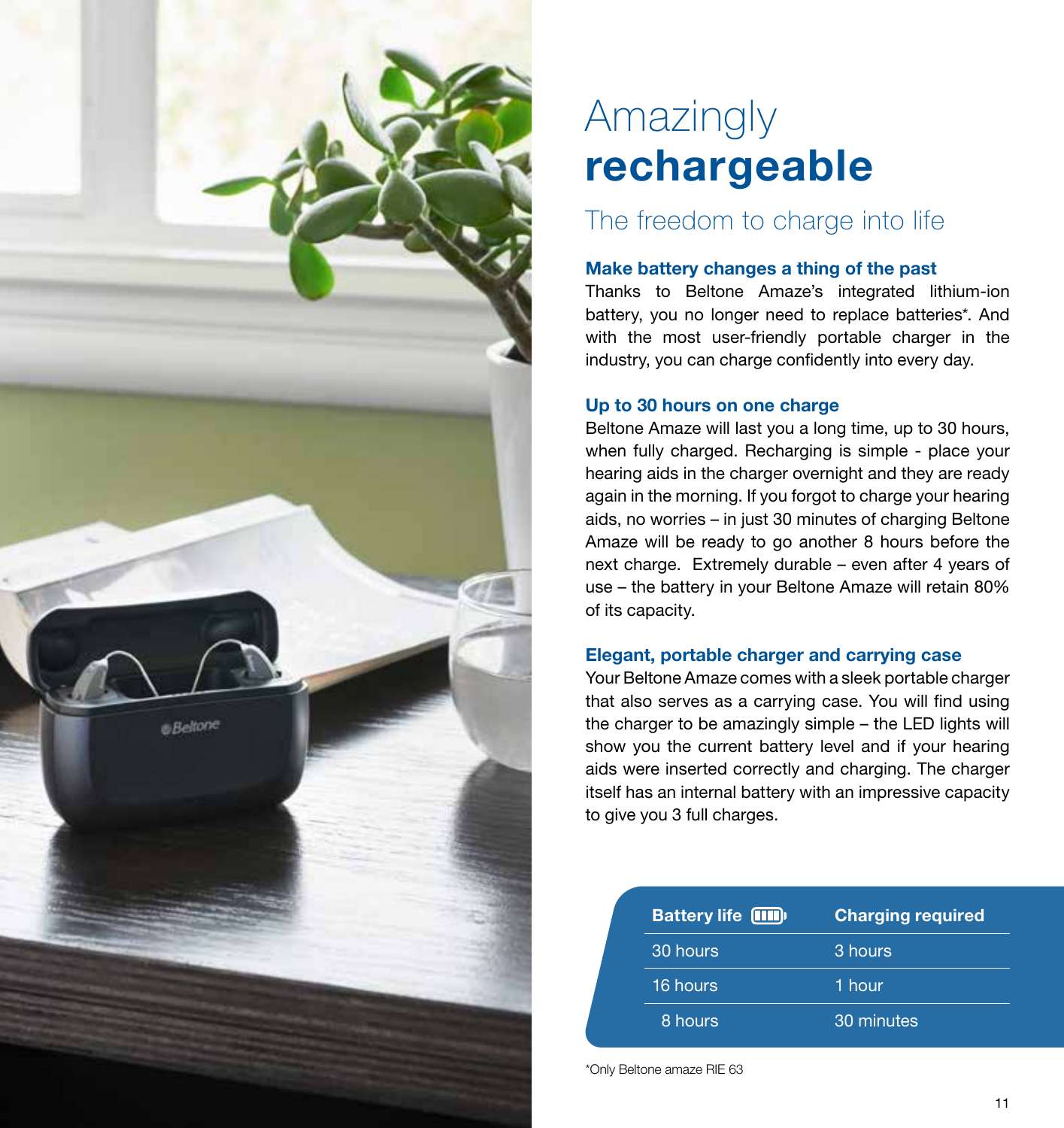# Amazingly **rechargeable**

## The freedom to charge into life

### Make battery changes a thing of the past

Thanks to Beltone Amaze's integrated lithium-ion battery, you no longer need to replace batteries*. And with the most user-friendly portable charger in the industry, you can charge confidently into every day.

### Up to 30 hours on one charge

Beltone Amaze will last you a long time, up to 30 hours, when fully charged. Recharging is simple - place your hearing aids in the charger overnight and they are ready again in the morning. If you forgot to charge your hearing aids, no worries – in just 30 minutes of charging Beltone Amaze will be ready to go another 8 hours before the next charge. Extremely durable – even after 4 years of use – the battery in your Beltone Amaze will retain 80% of its capacity.

### Elegant, portable charger and carrying case

Your Beltone Amaze comes with a sleek portable charger that also serves as a carrying case. You will find using the charger to be amazingly simple – the LED lights will show you the current battery level and if your hearing aids were inserted correctly and charging. The charger itself has an internal battery with an impressive capacity to give you 3 full charges.

| Battery life | Charging required |
|---|---|
| 30 hours | 3 hours |
| 16 hours | 1 hour |
| 8 hours | 30 minutes |

*Only Beltone amaze RIE 63